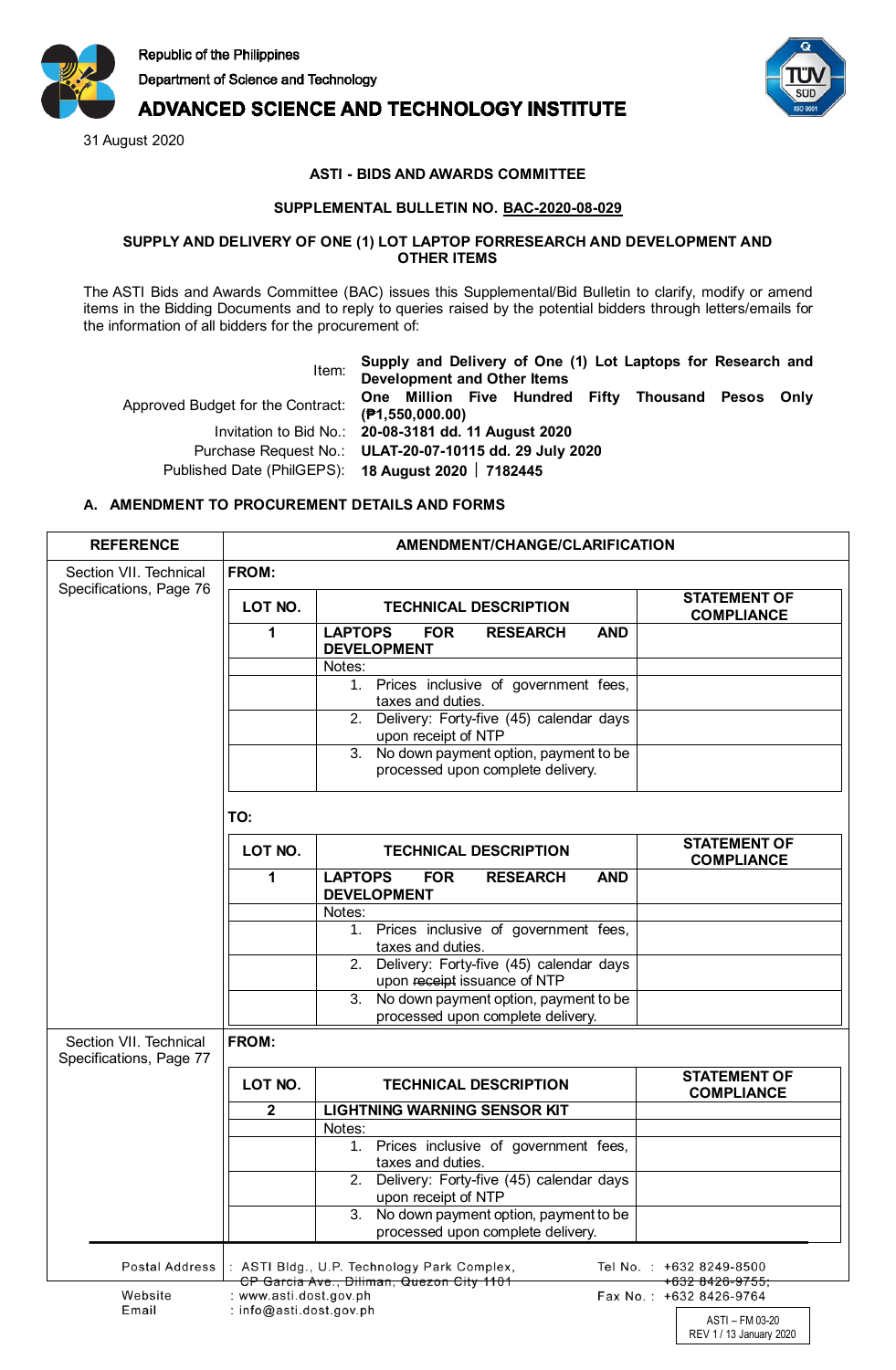Republic of the Philippines

Department of Science and Technology

# ADVANCED SCIENCE AND TECHNOLOGY INSTITUTE

31 August 2020

**ASTI - BIDS AND AWARDS COMMITTEE**

**SUPPLEMENTAL BULLETIN NO. BAC-2020-08-029**

**SUPPLY AND DELIVERY OF ONE (1) LOT LAPTOP FORRESEARCH AND DEVELOPMENT AND OTHER ITEMS**

The ASTI Bids and Awards Committee (BAC) issues this Supplemental/Bid Bulletin to clarify, modify or amend items in the Bidding Documents and to reply to queries raised by the potential bidders through letters/emails for the information of all bidders for the procurement of:

| | |
|---|---|
| Item: | **Supply and Delivery of One (1) Lot Laptops for Research and Development and Other Items** |
| Approved Budget for the Contract: | **One Million Five Hundred Fifty Thousand Pesos Only (₱1,550,000.00)** |
| Invitation to Bid No.: | **20-08-3181 dd. 11 August 2020** |
| Purchase Request No.: | **ULAT-20-07-10115 dd. 29 July 2020** |
| Published Date (PhilGEPS): | **18 August 2020 │ 7182445** |

**A. AMENDMENT TO PROCUREMENT DETAILS AND FORMS**

| REFERENCE | AMENDMENT/CHANGE/CLARIFICATION | | |
|---|---|---|---|
| Section VII. Technical Specifications, Page 76 | **FROM:** | | |
| | **LOT NO.** | **TECHNICAL DESCRIPTION** | **STATEMENT OF COMPLIANCE** |
| | **1** | **LAPTOPS FOR RESEARCH AND DEVELOPMENT** | |
| | | Notes: | |
| | | 1. Prices inclusive of government fees, taxes and duties. | |
| | | 2. Delivery: Forty-five (45) calendar days upon receipt of NTP | |
| | | 3. No down payment option, payment to be processed upon complete delivery. | |
| | **TO:** | | |
| | **LOT NO.** | **TECHNICAL DESCRIPTION** | **STATEMENT OF COMPLIANCE** |
| | **1** | **LAPTOPS FOR RESEARCH AND DEVELOPMENT** | |
| | | Notes: | |
| | | 1. Prices inclusive of government fees, taxes and duties. | |
| | | 2. Delivery: Forty-five (45) calendar days upon ~~receipt~~ issuance of NTP | |
| | | 3. No down payment option, payment to be processed upon complete delivery. | |
| Section VII. Technical Specifications, Page 77 | **FROM:** | | |
| | **LOT NO.** | **TECHNICAL DESCRIPTION** | **STATEMENT OF COMPLIANCE** |
| | **2** | **LIGHTNING WARNING SENSOR KIT** | |
| | | Notes: | |
| | | 1. Prices inclusive of government fees, taxes and duties. | |
| | | 2. Delivery: Forty-five (45) calendar days upon receipt of NTP | |
| | | 3. No down payment option, payment to be processed upon complete delivery. | |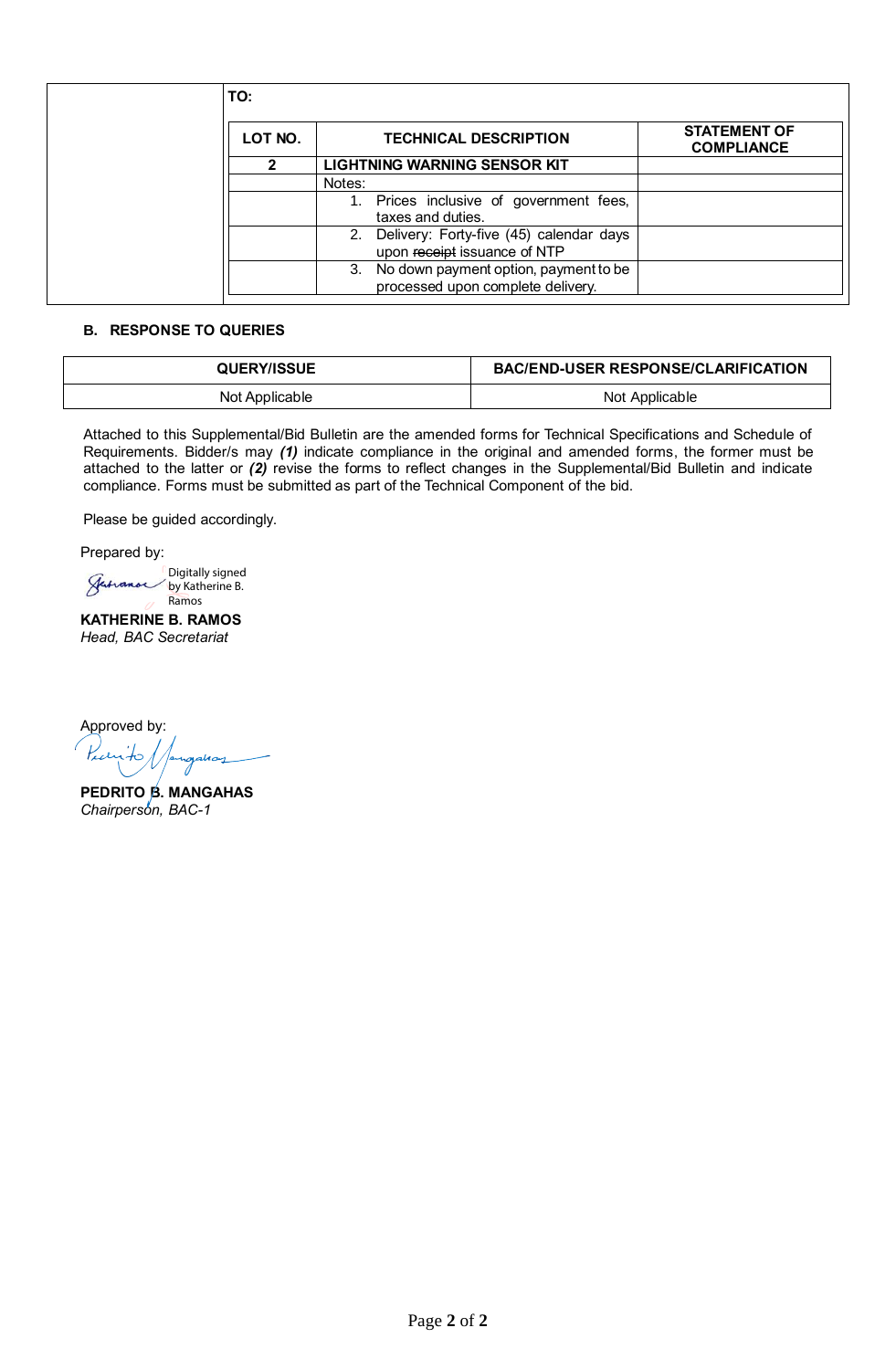| | TO: | | |
|---|---|---|---|
| | **LOT NO.** | **TECHNICAL DESCRIPTION** | **STATEMENT OF COMPLIANCE** |
| | **2** | **LIGHTNING WARNING SENSOR KIT** | |
| | | Notes: | |
| | | 1. Prices inclusive of government fees, taxes and duties. | |
| | | 2. Delivery: Forty-five (45) calendar days upon ~~receipt~~ issuance of NTP | |
| | | 3. No down payment option, payment to be processed upon complete delivery. | |

### B. RESPONSE TO QUERIES

| QUERY/ISSUE | BAC/END-USER RESPONSE/CLARIFICATION |
|---|---|
| Not Applicable | Not Applicable |

Attached to this Supplemental/Bid Bulletin are the amended forms for Technical Specifications and Schedule of Requirements. Bidder/s may ***(1)*** indicate compliance in the original and amended forms, the former must be attached to the latter or ***(2)*** revise the forms to reflect changes in the Supplemental/Bid Bulletin and indicate compliance. Forms must be submitted as part of the Technical Component of the bid.

Please be guided accordingly.

Prepared by:

Digitally signed by Katherine B. Ramos

**KATHERINE B. RAMOS**
*Head, BAC Secretariat*

Approved by:

**PEDRITO B. MANGAHAS**
*Chairperson, BAC-1*